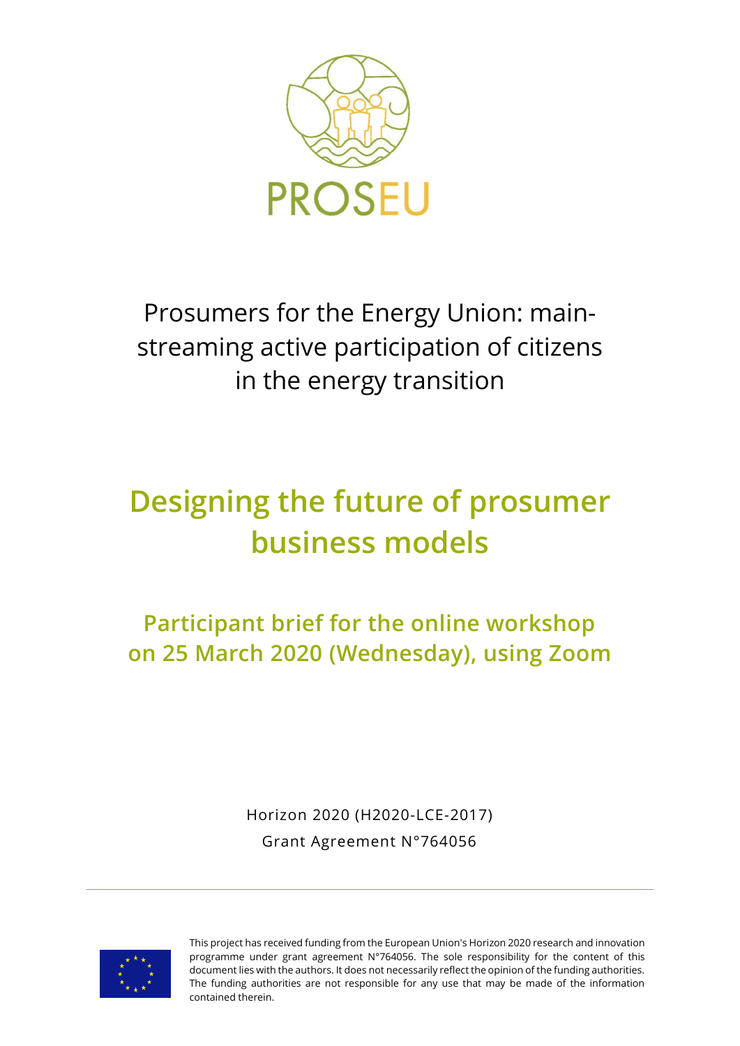PROSEU

Prosumers for the Energy Union: mainstreaming active participation of citizens in the energy transition

# Designing the future of prosumer business models

## Participant brief for the online workshop on 25 March 2020 (Wednesday), using Zoom

Horizon 2020 (H2020-LCE-2017)

Grant Agreement N°764056

This project has received funding from the European Union's Horizon 2020 research and innovation programme under grant agreement N°764056. The sole responsibility for the content of this document lies with the authors. It does not necessarily reflect the opinion of the funding authorities. The funding authorities are not responsible for any use that may be made of the information contained therein.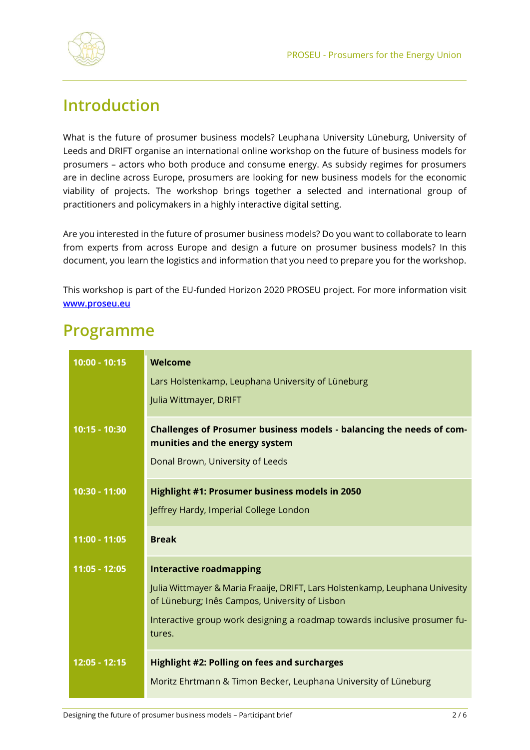## Introduction

What is the future of prosumer business models? Leuphana University Lüneburg, University of Leeds and DRIFT organise an international online workshop on the future of business models for prosumers – actors who both produce and consume energy. As subsidy regimes for prosumers are in decline across Europe, prosumers are looking for new business models for the economic viability of projects. The workshop brings together a selected and international group of practitioners and policymakers in a highly interactive digital setting.

Are you interested in the future of prosumer business models? Do you want to collaborate to learn from experts from across Europe and design a future on prosumer business models? In this document, you learn the logistics and information that you need to prepare you for the workshop.

This workshop is part of the EU-funded Horizon 2020 PROSEU project. For more information visit **www.proseu.eu**

## Programme

| Time | Session |
|---|---|
| **10:00 - 10:15** | **Welcome**<br>Lars Holstenkamp, Leuphana University of Lüneburg<br>Julia Wittmayer, DRIFT |
| **10:15 - 10:30** | **Challenges of Prosumer business models - balancing the needs of communities and the energy system**<br>Donal Brown, University of Leeds |
| **10:30 - 11:00** | **Highlight #1: Prosumer business models in 2050**<br>Jeffrey Hardy, Imperial College London |
| **11:00 - 11:05** | **Break** |
| **11:05 - 12:05** | **Interactive roadmapping**<br>Julia Wittmayer & Maria Fraaije, DRIFT, Lars Holstenkamp, Leuphana Univesity of Lüneburg; Inês Campos, University of Lisbon<br>Interactive group work designing a roadmap towards inclusive prosumer futures. |
| **12:05 - 12:15** | **Highlight #2: Polling on fees and surcharges**<br>Moritz Ehrtmann & Timon Becker, Leuphana University of Lüneburg |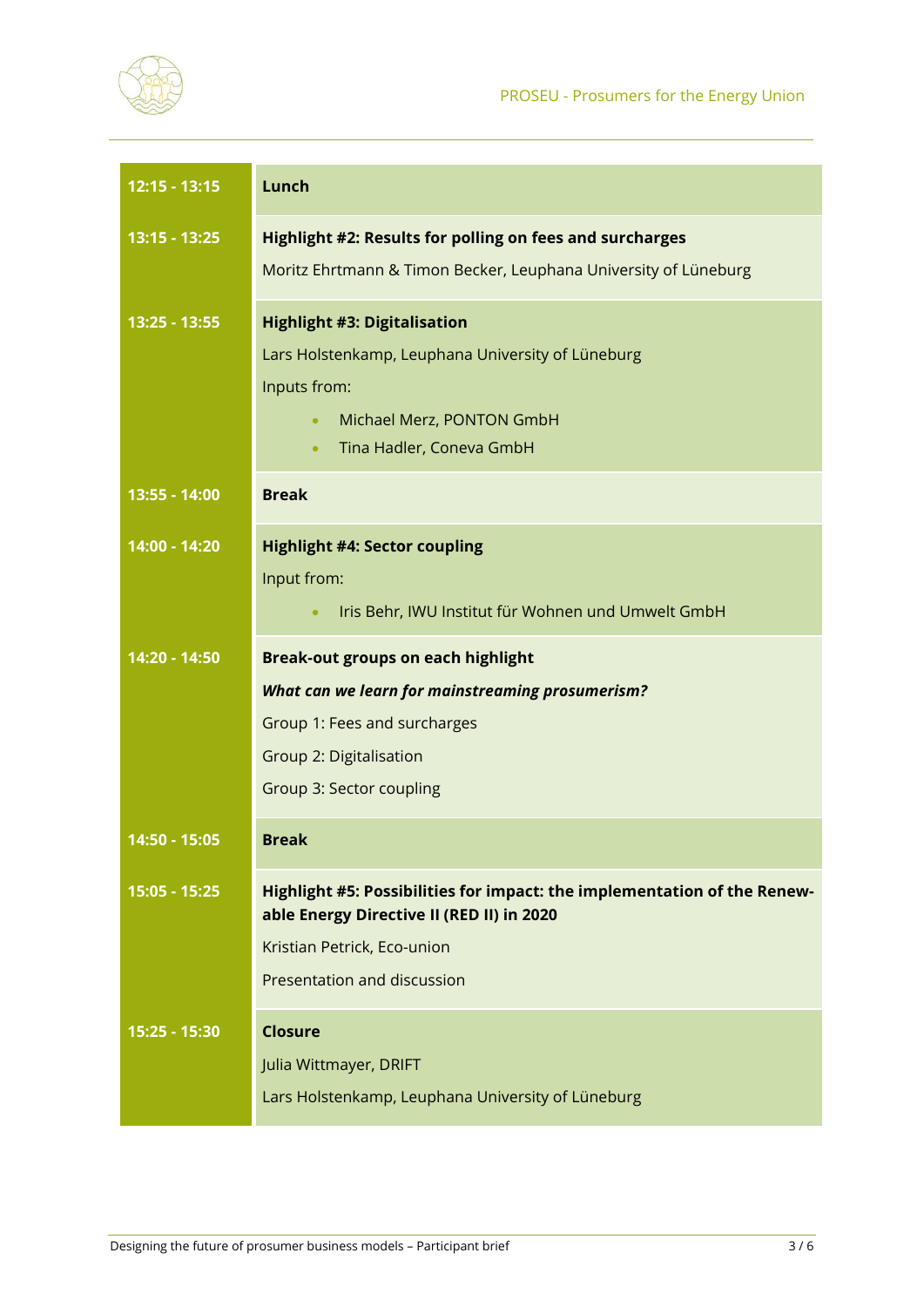| | |
|---|---|
| **12:15 - 13:15** | **Lunch** |
| **13:15 - 13:25** | **Highlight #2: Results for polling on fees and surcharges**<br>Moritz Ehrtmann & Timon Becker, Leuphana University of Lüneburg |
| **13:25 - 13:55** | **Highlight #3: Digitalisation**<br>Lars Holstenkamp, Leuphana University of Lüneburg<br>Inputs from:<br>• Michael Merz, PONTON GmbH<br>• Tina Hadler, Coneva GmbH |
| **13:55 - 14:00** | **Break** |
| **14:00 - 14:20** | **Highlight #4: Sector coupling**<br>Input from:<br>• Iris Behr, IWU Institut für Wohnen und Umwelt GmbH |
| **14:20 - 14:50** | **Break-out groups on each highlight**<br>***What can we learn for mainstreaming prosumerism?***<br>Group 1: Fees and surcharges<br>Group 2: Digitalisation<br>Group 3: Sector coupling |
| **14:50 - 15:05** | **Break** |
| **15:05 - 15:25** | **Highlight #5: Possibilities for impact: the implementation of the Renewable Energy Directive II (RED II) in 2020**<br>Kristian Petrick, Eco-union<br>Presentation and discussion |
| **15:25 - 15:30** | **Closure**<br>Julia Wittmayer, DRIFT<br>Lars Holstenkamp, Leuphana University of Lüneburg |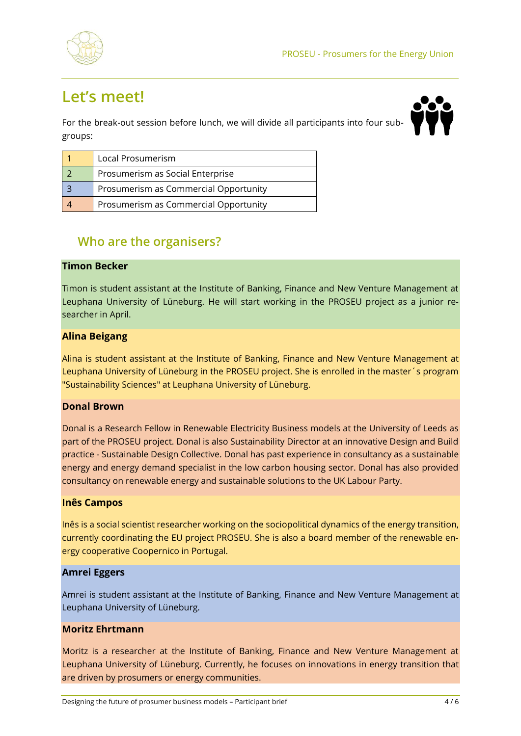## Let's meet!

For the break-out session before lunch, we will divide all participants into four sub-groups:

| | |
|---|---|
| 1 | Local Prosumerism |
| 2 | Prosumerism as Social Enterprise |
| 3 | Prosumerism as Commercial Opportunity |
| 4 | Prosumerism as Commercial Opportunity |

### Who are the organisers?

**Timon Becker**

Timon is student assistant at the Institute of Banking, Finance and New Venture Management at Leuphana University of Lüneburg. He will start working in the PROSEU project as a junior researcher in April.

**Alina Beigang**

Alina is student assistant at the Institute of Banking, Finance and New Venture Management at Leuphana University of Lüneburg in the PROSEU project. She is enrolled in the master´s program "Sustainability Sciences" at Leuphana University of Lüneburg.

**Donal Brown**

Donal is a Research Fellow in Renewable Electricity Business models at the University of Leeds as part of the PROSEU project. Donal is also Sustainability Director at an innovative Design and Build practice - Sustainable Design Collective. Donal has past experience in consultancy as a sustainable energy and energy demand specialist in the low carbon housing sector. Donal has also provided consultancy on renewable energy and sustainable solutions to the UK Labour Party.

**Inês Campos**

Inês is a social scientist researcher working on the sociopolitical dynamics of the energy transition, currently coordinating the EU project PROSEU. She is also a board member of the renewable energy cooperative Coopernico in Portugal.

**Amrei Eggers**

Amrei is student assistant at the Institute of Banking, Finance and New Venture Management at Leuphana University of Lüneburg.

**Moritz Ehrtmann**

Moritz is a researcher at the Institute of Banking, Finance and New Venture Management at Leuphana University of Lüneburg. Currently, he focuses on innovations in energy transition that are driven by prosumers or energy communities.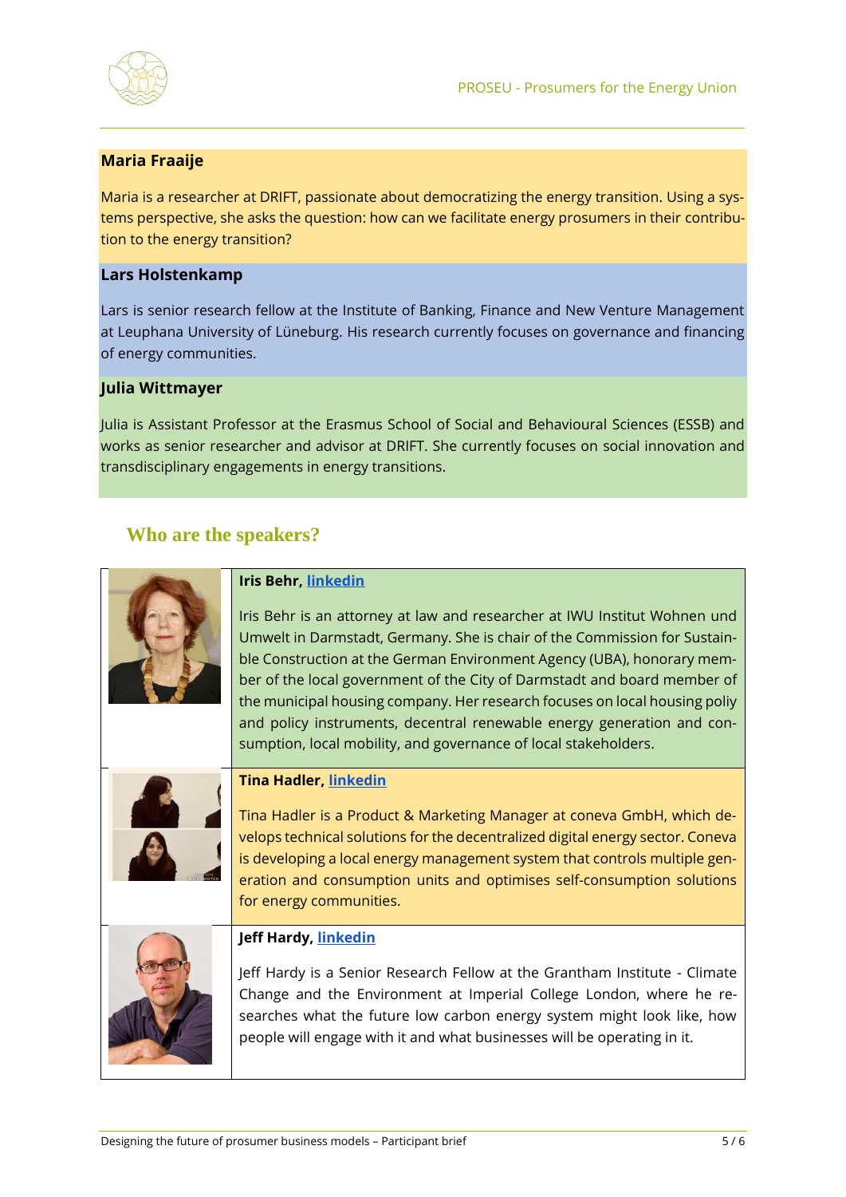**Maria Fraaije**

Maria is a researcher at DRIFT, passionate about democratizing the energy transition. Using a systems perspective, she asks the question: how can we facilitate energy prosumers in their contribution to the energy transition?

**Lars Holstenkamp**

Lars is senior research fellow at the Institute of Banking, Finance and New Venture Management at Leuphana University of Lüneburg. His research currently focuses on governance and financing of energy communities.

**Julia Wittmayer**

Julia is Assistant Professor at the Erasmus School of Social and Behavioural Sciences (ESSB) and works as senior researcher and advisor at DRIFT. She currently focuses on social innovation and transdisciplinary engagements in energy transitions.

## Who are the speakers?

**Iris Behr, linkedin**

Iris Behr is an attorney at law and researcher at IWU Institut Wohnen und Umwelt in Darmstadt, Germany. She is chair of the Commission for Sustainable Construction at the German Environment Agency (UBA), honorary member of the local government of the City of Darmstadt and board member of the municipal housing company. Her research focuses on local housing poliy and policy instruments, decentral renewable energy generation and consumption, local mobility, and governance of local stakeholders.

**Tina Hadler, linkedin**

Tina Hadler is a Product & Marketing Manager at coneva GmbH, which develops technical solutions for the decentralized digital energy sector. Coneva is developing a local energy management system that controls multiple generation and consumption units and optimises self-consumption solutions for energy communities.

**Jeff Hardy, linkedin**

Jeff Hardy is a Senior Research Fellow at the Grantham Institute - Climate Change and the Environment at Imperial College London, where he researches what the future low carbon energy system might look like, how people will engage with it and what businesses will be operating in it.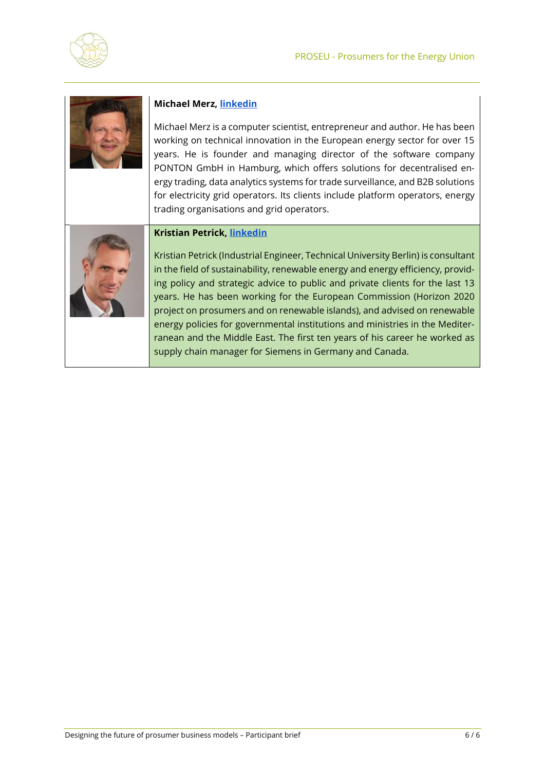**Michael Merz, linkedin**

Michael Merz is a computer scientist, entrepreneur and author. He has been working on technical innovation in the European energy sector for over 15 years. He is founder and managing director of the software company PONTON GmbH in Hamburg, which offers solutions for decentralised energy trading, data analytics systems for trade surveillance, and B2B solutions for electricity grid operators. Its clients include platform operators, energy trading organisations and grid operators.

**Kristian Petrick, linkedin**

Kristian Petrick (Industrial Engineer, Technical University Berlin) is consultant in the field of sustainability, renewable energy and energy efficiency, providing policy and strategic advice to public and private clients for the last 13 years. He has been working for the European Commission (Horizon 2020 project on prosumers and on renewable islands), and advised on renewable energy policies for governmental institutions and ministries in the Mediterranean and the Middle East. The first ten years of his career he worked as supply chain manager for Siemens in Germany and Canada.